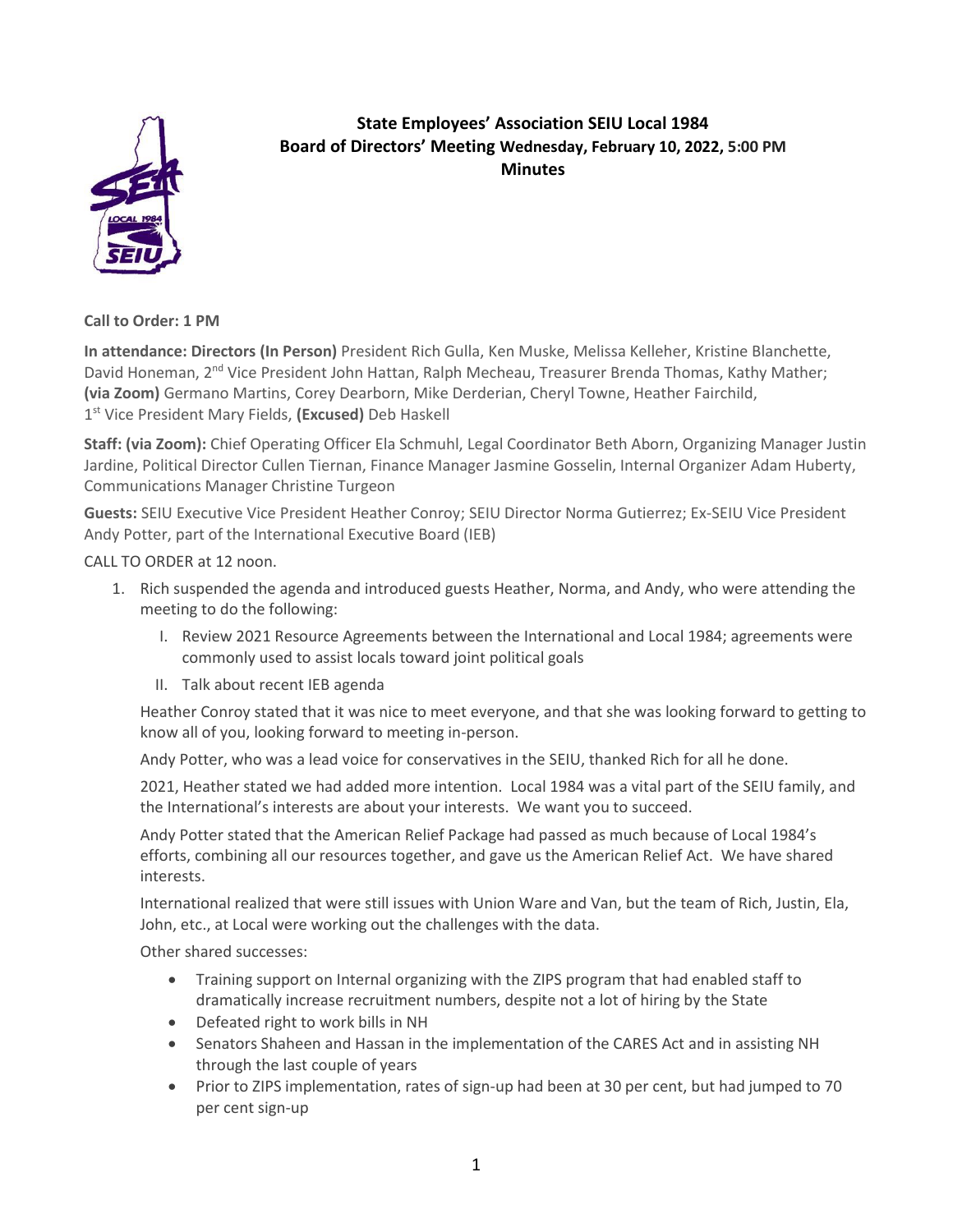**State Employees' Association SEIU Local 1984**
**Board of Directors' Meeting Wednesday, February 10, 2022, 5:00 PM**
**Minutes**

**Call to Order: 1 PM**

**In attendance: Directors (In Person)** President Rich Gulla, Ken Muske, Melissa Kelleher, Kristine Blanchette, David Honeman, 2nd Vice President John Hattan, Ralph Mecheau, Treasurer Brenda Thomas, Kathy Mather; **(via Zoom)** Germano Martins, Corey Dearborn, Mike Derderian, Cheryl Towne, Heather Fairchild, 1st Vice President Mary Fields, **(Excused)** Deb Haskell

**Staff: (via Zoom):** Chief Operating Officer Ela Schmuhl, Legal Coordinator Beth Aborn, Organizing Manager Justin Jardine, Political Director Cullen Tiernan, Finance Manager Jasmine Gosselin, Internal Organizer Adam Huberty, Communications Manager Christine Turgeon

**Guests:** SEIU Executive Vice President Heather Conroy; SEIU Director Norma Gutierrez; Ex-SEIU Vice President Andy Potter, part of the International Executive Board (IEB)

CALL TO ORDER at 12 noon.

1. Rich suspended the agenda and introduced guests Heather, Norma, and Andy, who were attending the meeting to do the following:

   I. Review 2021 Resource Agreements between the International and Local 1984; agreements were commonly used to assist locals toward joint political goals

   II. Talk about recent IEB agenda

   Heather Conroy stated that it was nice to meet everyone, and that she was looking forward to getting to know all of you, looking forward to meeting in-person.

   Andy Potter, who was a lead voice for conservatives in the SEIU, thanked Rich for all he done.

   2021, Heather stated we had added more intention. Local 1984 was a vital part of the SEIU family, and the International's interests are about your interests. We want you to succeed.

   Andy Potter stated that the American Relief Package had passed as much because of Local 1984's efforts, combining all our resources together, and gave us the American Relief Act. We have shared interests.

   International realized that were still issues with Union Ware and Van, but the team of Rich, Justin, Ela, John, etc., at Local were working out the challenges with the data.

   Other shared successes:

   - Training support on Internal organizing with the ZIPS program that had enabled staff to dramatically increase recruitment numbers, despite not a lot of hiring by the State
   - Defeated right to work bills in NH
   - Senators Shaheen and Hassan in the implementation of the CARES Act and in assisting NH through the last couple of years
   - Prior to ZIPS implementation, rates of sign-up had been at 30 per cent, but had jumped to 70 per cent sign-up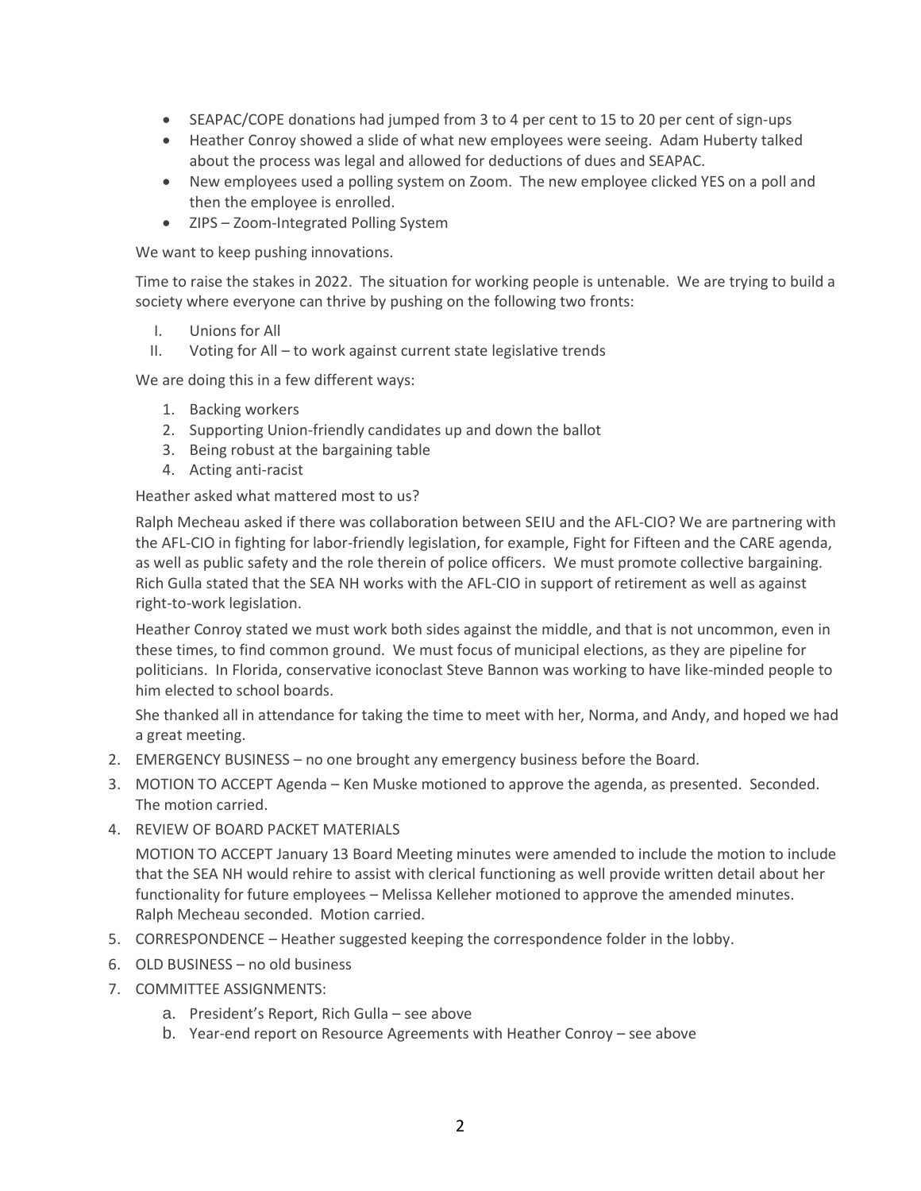- SEAPAC/COPE donations had jumped from 3 to 4 per cent to 15 to 20 per cent of sign-ups
- Heather Conroy showed a slide of what new employees were seeing. Adam Huberty talked about the process was legal and allowed for deductions of dues and SEAPAC.
- New employees used a polling system on Zoom. The new employee clicked YES on a poll and then the employee is enrolled.
- ZIPS – Zoom-Integrated Polling System

We want to keep pushing innovations.

Time to raise the stakes in 2022. The situation for working people is untenable. We are trying to build a society where everyone can thrive by pushing on the following two fronts:

I. Unions for All
II. Voting for All – to work against current state legislative trends

We are doing this in a few different ways:

1. Backing workers
2. Supporting Union-friendly candidates up and down the ballot
3. Being robust at the bargaining table
4. Acting anti-racist

Heather asked what mattered most to us?

Ralph Mecheau asked if there was collaboration between SEIU and the AFL-CIO? We are partnering with the AFL-CIO in fighting for labor-friendly legislation, for example, Fight for Fifteen and the CARE agenda, as well as public safety and the role therein of police officers. We must promote collective bargaining. Rich Gulla stated that the SEA NH works with the AFL-CIO in support of retirement as well as against right-to-work legislation.

Heather Conroy stated we must work both sides against the middle, and that is not uncommon, even in these times, to find common ground. We must focus of municipal elections, as they are pipeline for politicians. In Florida, conservative iconoclast Steve Bannon was working to have like-minded people to him elected to school boards.

She thanked all in attendance for taking the time to meet with her, Norma, and Andy, and hoped we had a great meeting.

2. EMERGENCY BUSINESS – no one brought any emergency business before the Board.
3. MOTION TO ACCEPT Agenda – Ken Muske motioned to approve the agenda, as presented. Seconded. The motion carried.
4. REVIEW OF BOARD PACKET MATERIALS

   MOTION TO ACCEPT January 13 Board Meeting minutes were amended to include the motion to include that the SEA NH would rehire to assist with clerical functioning as well provide written detail about her functionality for future employees – Melissa Kelleher motioned to approve the amended minutes. Ralph Mecheau seconded. Motion carried.
5. CORRESPONDENCE – Heather suggested keeping the correspondence folder in the lobby.
6. OLD BUSINESS – no old business
7. COMMITTEE ASSIGNMENTS:
   a. President's Report, Rich Gulla – see above
   b. Year-end report on Resource Agreements with Heather Conroy – see above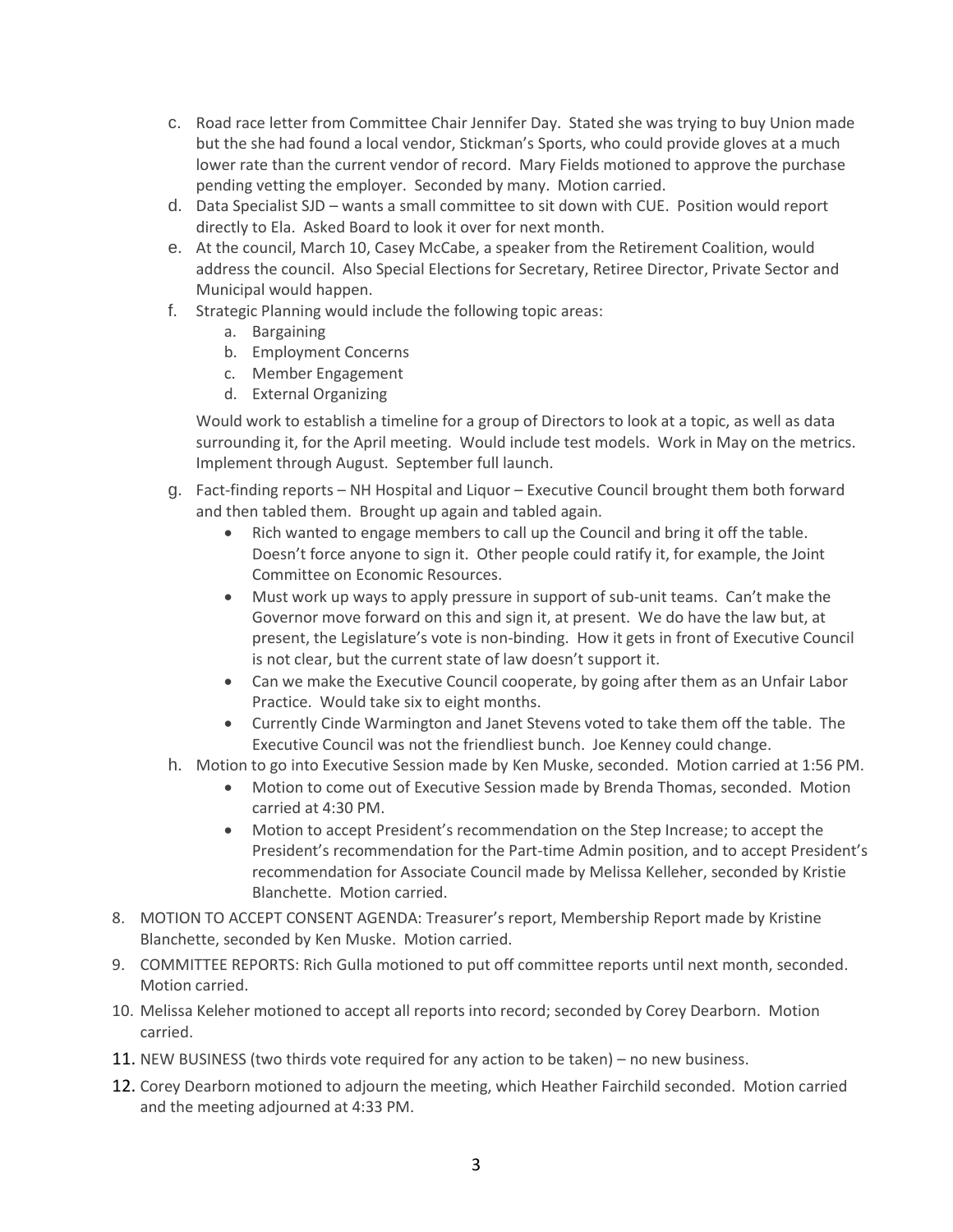c. Road race letter from Committee Chair Jennifer Day. Stated she was trying to buy Union made but the she had found a local vendor, Stickman's Sports, who could provide gloves at a much lower rate than the current vendor of record. Mary Fields motioned to approve the purchase pending vetting the employer. Seconded by many. Motion carried.

d. Data Specialist SJD – wants a small committee to sit down with CUE. Position would report directly to Ela. Asked Board to look it over for next month.

e. At the council, March 10, Casey McCabe, a speaker from the Retirement Coalition, would address the council. Also Special Elections for Secretary, Retiree Director, Private Sector and Municipal would happen.

f. Strategic Planning would include the following topic areas:
   a. Bargaining
   b. Employment Concerns
   c. Member Engagement
   d. External Organizing

   Would work to establish a timeline for a group of Directors to look at a topic, as well as data surrounding it, for the April meeting. Would include test models. Work in May on the metrics. Implement through August. September full launch.

g. Fact-finding reports – NH Hospital and Liquor – Executive Council brought them both forward and then tabled them. Brought up again and tabled again.
   - Rich wanted to engage members to call up the Council and bring it off the table. Doesn't force anyone to sign it. Other people could ratify it, for example, the Joint Committee on Economic Resources.
   - Must work up ways to apply pressure in support of sub-unit teams. Can't make the Governor move forward on this and sign it, at present. We do have the law but, at present, the Legislature's vote is non-binding. How it gets in front of Executive Council is not clear, but the current state of law doesn't support it.
   - Can we make the Executive Council cooperate, by going after them as an Unfair Labor Practice. Would take six to eight months.
   - Currently Cinde Warmington and Janet Stevens voted to take them off the table. The Executive Council was not the friendliest bunch. Joe Kenney could change.

h. Motion to go into Executive Session made by Ken Muske, seconded. Motion carried at 1:56 PM.
   - Motion to come out of Executive Session made by Brenda Thomas, seconded. Motion carried at 4:30 PM.
   - Motion to accept President's recommendation on the Step Increase; to accept the President's recommendation for the Part-time Admin position, and to accept President's recommendation for Associate Council made by Melissa Kelleher, seconded by Kristie Blanchette. Motion carried.

8. MOTION TO ACCEPT CONSENT AGENDA: Treasurer's report, Membership Report made by Kristine Blanchette, seconded by Ken Muske. Motion carried.

9. COMMITTEE REPORTS: Rich Gulla motioned to put off committee reports until next month, seconded. Motion carried.

10. Melissa Keleher motioned to accept all reports into record; seconded by Corey Dearborn. Motion carried.

11. NEW BUSINESS (two thirds vote required for any action to be taken) – no new business.

12. Corey Dearborn motioned to adjourn the meeting, which Heather Fairchild seconded. Motion carried and the meeting adjourned at 4:33 PM.